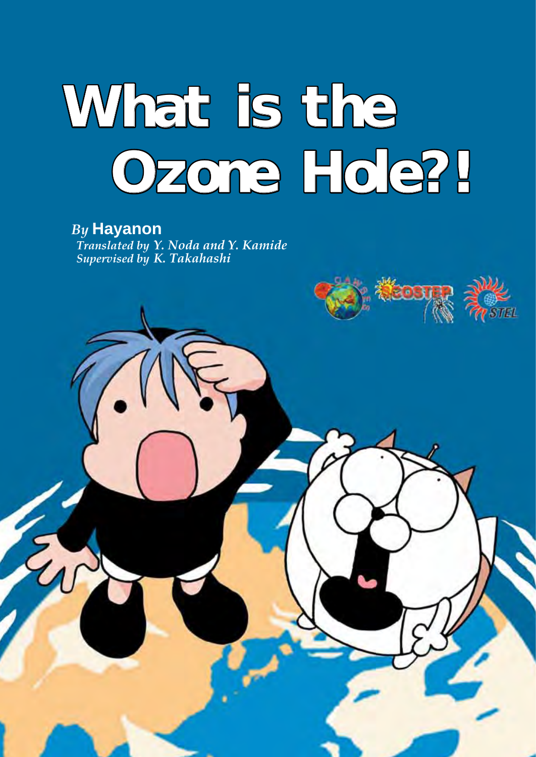# What is the Ozone Hole?!

*By* **Hayanon**
*Translated by Y. Noda and Y. Kamide*
*Supervised by K. Takahashi*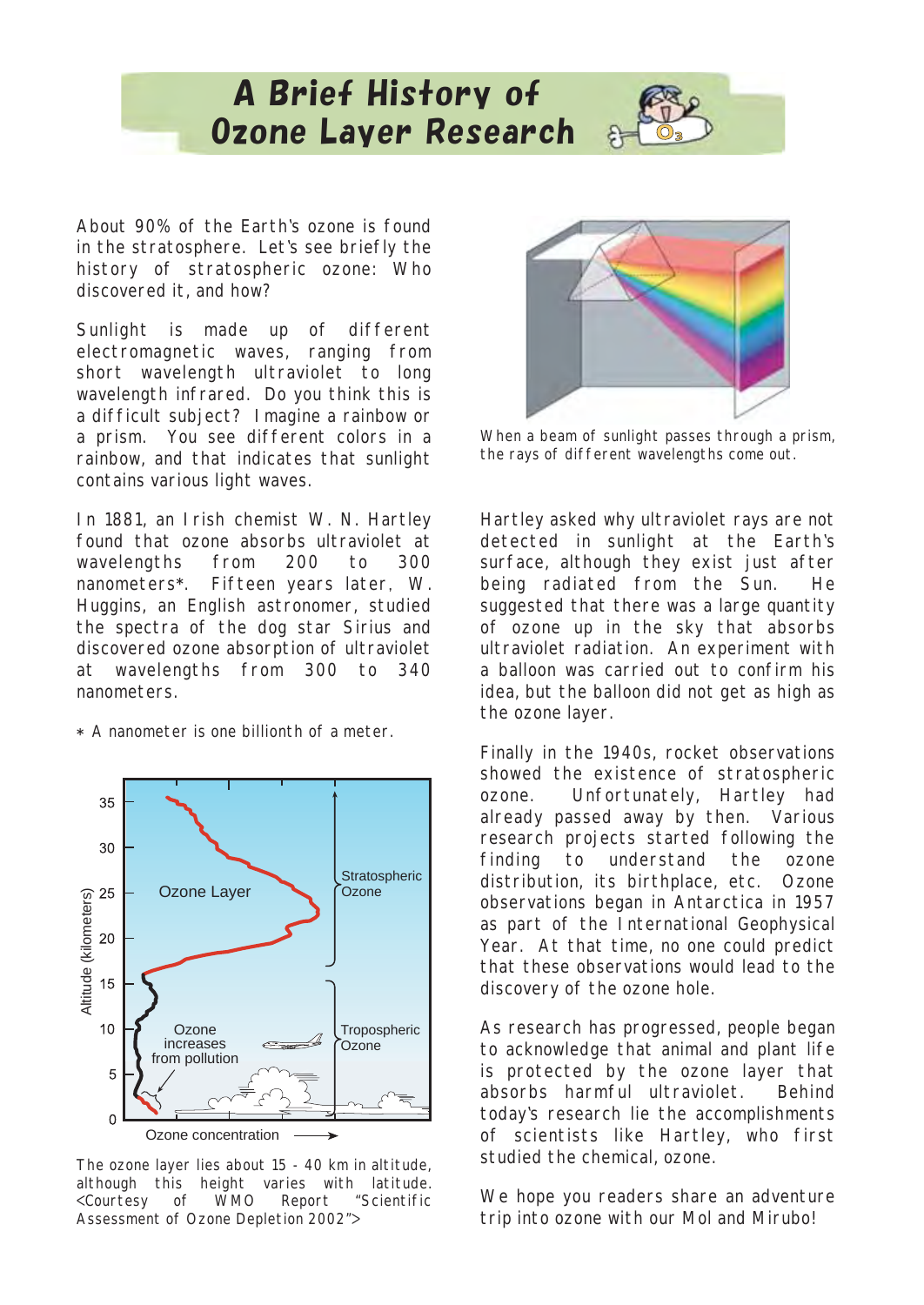# A Brief History of Ozone Layer Research

About 90% of the Earth's ozone is found in the stratosphere. Let's see briefly the history of stratospheric ozone: Who discovered it, and how?

Sunlight is made up of different electromagnetic waves, ranging from short wavelength ultraviolet to long wavelength infrared. Do you think this is a difficult subject? Imagine a rainbow or a prism. You see different colors in a rainbow, and that indicates that sunlight contains various light waves.

When a beam of sunlight passes through a prism, the rays of different wavelengths come out.

In 1881, an Irish chemist W. N. Hartley found that ozone absorbs ultraviolet at wavelengths from 200 to 300 nanometers*. Fifteen years later, W. Huggins, an English astronomer, studied the spectra of the dog star Sirius and discovered ozone absorption of ultraviolet at wavelengths from 300 to 340 nanometers.

\* A nanometer is one billionth of a meter.

The ozone layer lies about 15 - 40 km in altitude, although this height varies with latitude. <Courtesy of WMO Report "Scientific Assessment of Ozone Depletion 2002">

Hartley asked why ultraviolet rays are not detected in sunlight at the Earth's surface, although they exist just after being radiated from the Sun. He suggested that there was a large quantity of ozone up in the sky that absorbs ultraviolet radiation. An experiment with a balloon was carried out to confirm his idea, but the balloon did not get as high as the ozone layer.

Finally in the 1940s, rocket observations showed the existence of stratospheric ozone. Unfortunately, Hartley had already passed away by then. Various research projects started following the finding to understand the ozone distribution, its birthplace, etc. Ozone observations began in Antarctica in 1957 as part of the International Geophysical Year. At that time, no one could predict that these observations would lead to the discovery of the ozone hole.

As research has progressed, people began to acknowledge that animal and plant life is protected by the ozone layer that absorbs harmful ultraviolet. Behind today's research lie the accomplishments of scientists like Hartley, who first studied the chemical, ozone.

We hope you readers share an adventure trip into ozone with our Mol and Mirubo!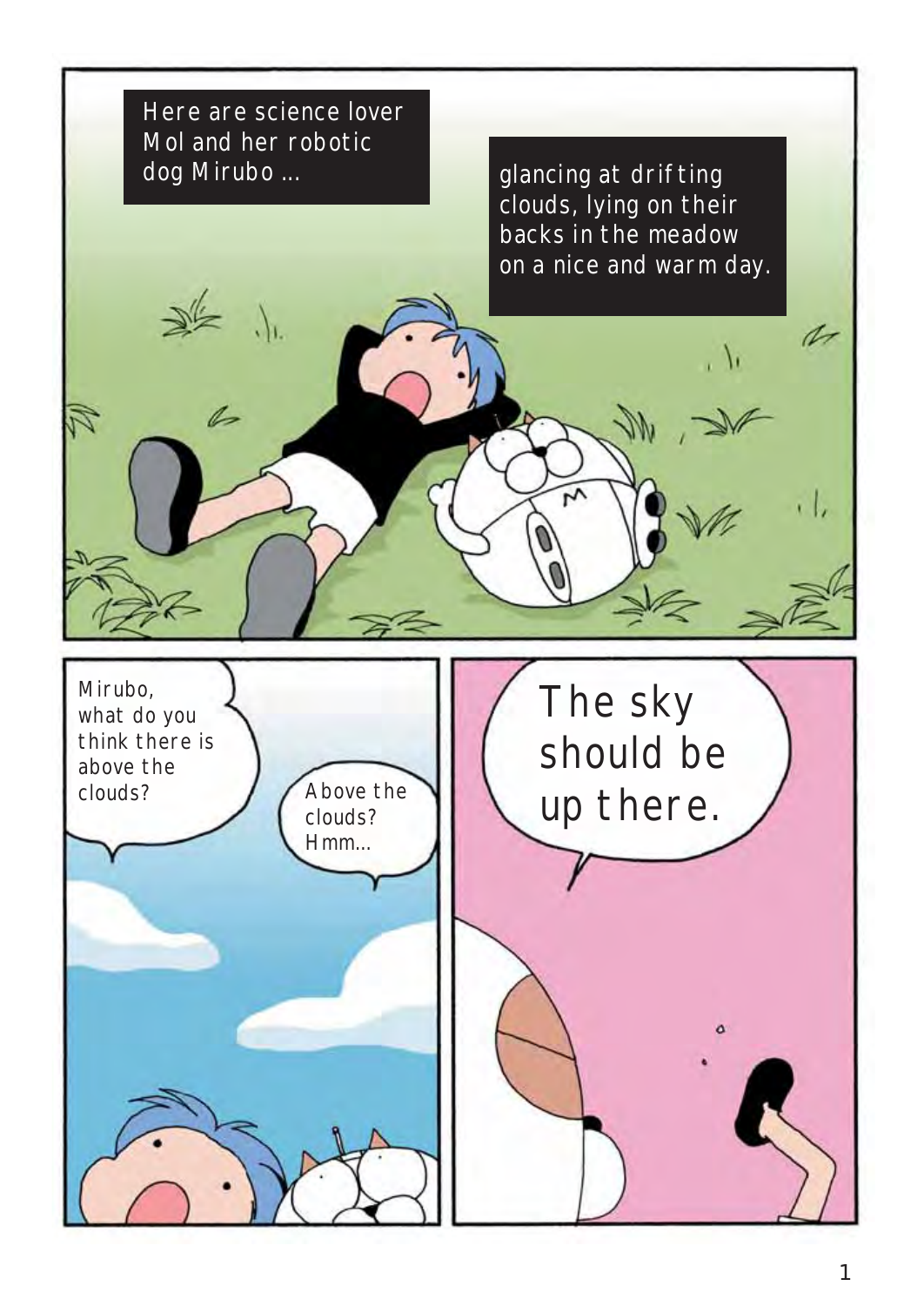Here are science lover Mol and her robotic dog Mirubo ...

glancing at drifting clouds, lying on their backs in the meadow on a nice and warm day.

Mirubo, what do you think there is above the clouds?

Above the clouds? Hmm...

The sky should be up there.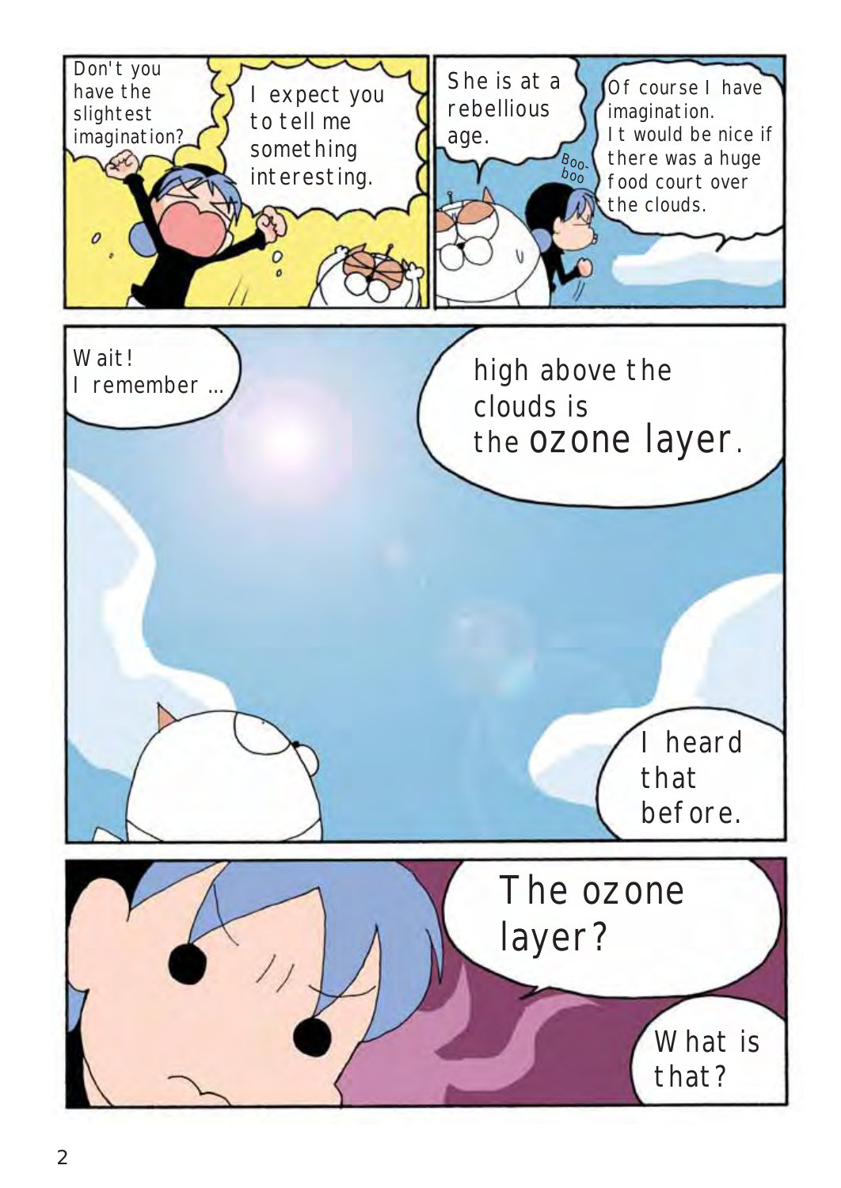Don't you have the slightest imagination?

I expect you to tell me something interesting.

She is at a rebellious age.

Boo-boo

Of course I have imagination.
It would be nice if there was a huge food court over the clouds.

Wait!
I remember ...

high above the clouds is the ozone layer.

I heard that before.

The ozone layer?

What is that?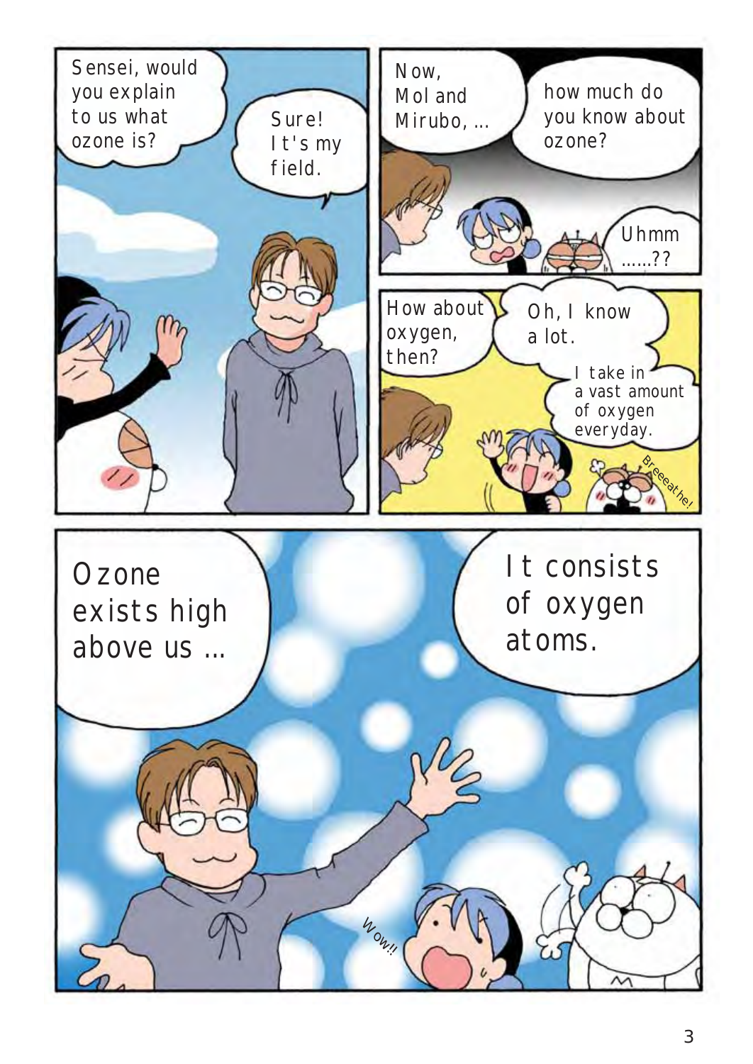Sensei, would you explain to us what ozone is?

Sure! It's my field.

Now, Mol and Mirubo, ...

how much do you know about ozone?

Uhmm ......??

How about oxygen, then?

Oh, I know a lot.

I take in a vast amount of oxygen everyday.

Breeeathe!

Ozone exists high above us ...

It consists of oxygen atoms.

Wow!!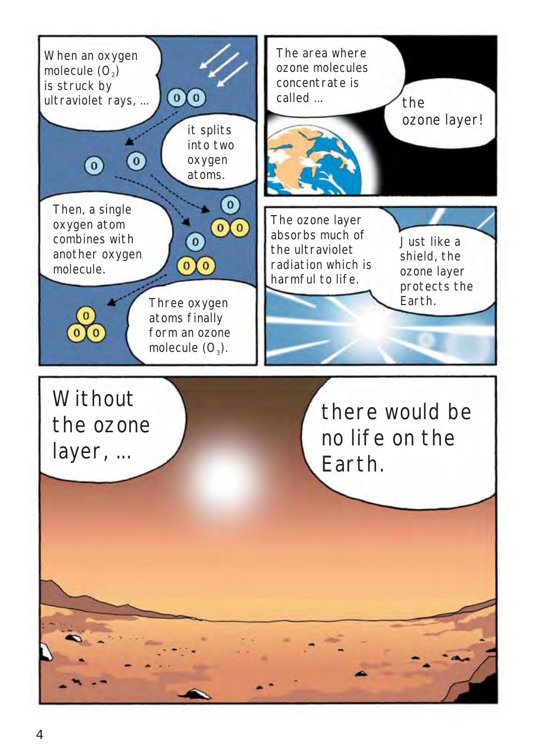When an oxygen molecule ($O_2$) is struck by ultraviolet rays, ...

it splits into two oxygen atoms.

Then, a single oxygen atom combines with another oxygen molecule.

Three oxygen atoms finally form an ozone molecule ($O_3$).

The area where ozone molecules concentrate is called ...

the ozone layer!

The ozone layer absorbs much of the ultraviolet radiation which is harmful to life.

Just like a shield, the ozone layer protects the Earth.

Without the ozone layer, ...

there would be no life on the Earth.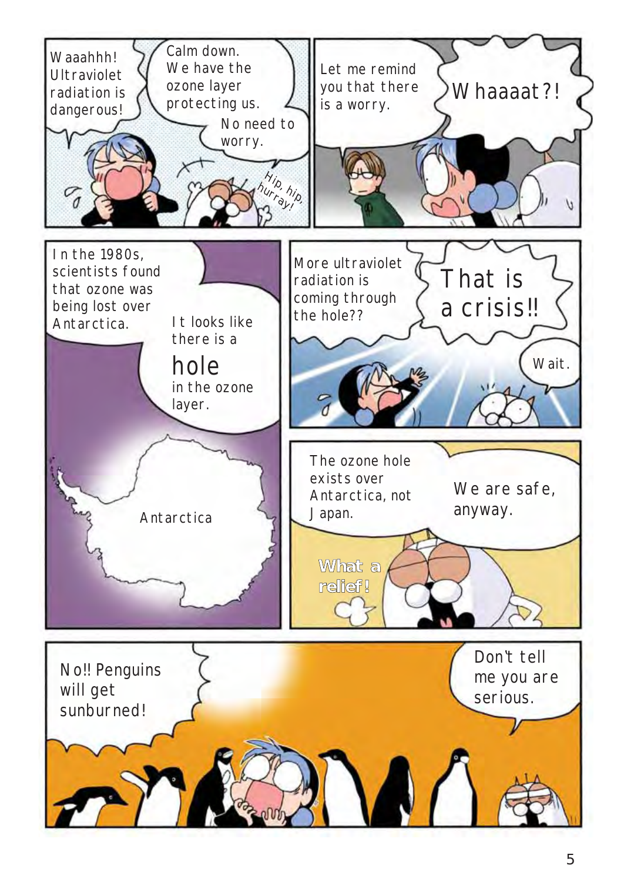Waaahhh! Ultraviolet radiation is dangerous!

Calm down. We have the ozone layer protecting us.

No need to worry.

Hip, hip, hurray!

Let me remind you that there is a worry.

Whaaaat?!

In the 1980s, scientists found that ozone was being lost over Antarctica.

It looks like there is a hole in the ozone layer.

Antarctica

More ultraviolet radiation is coming through the hole??

That is a crisis!!

Wait.

The ozone hole exists over Antarctica, not Japan.

We are safe, anyway.

What a relief!

No!! Penguins will get sunburned!

Don't tell me you are serious.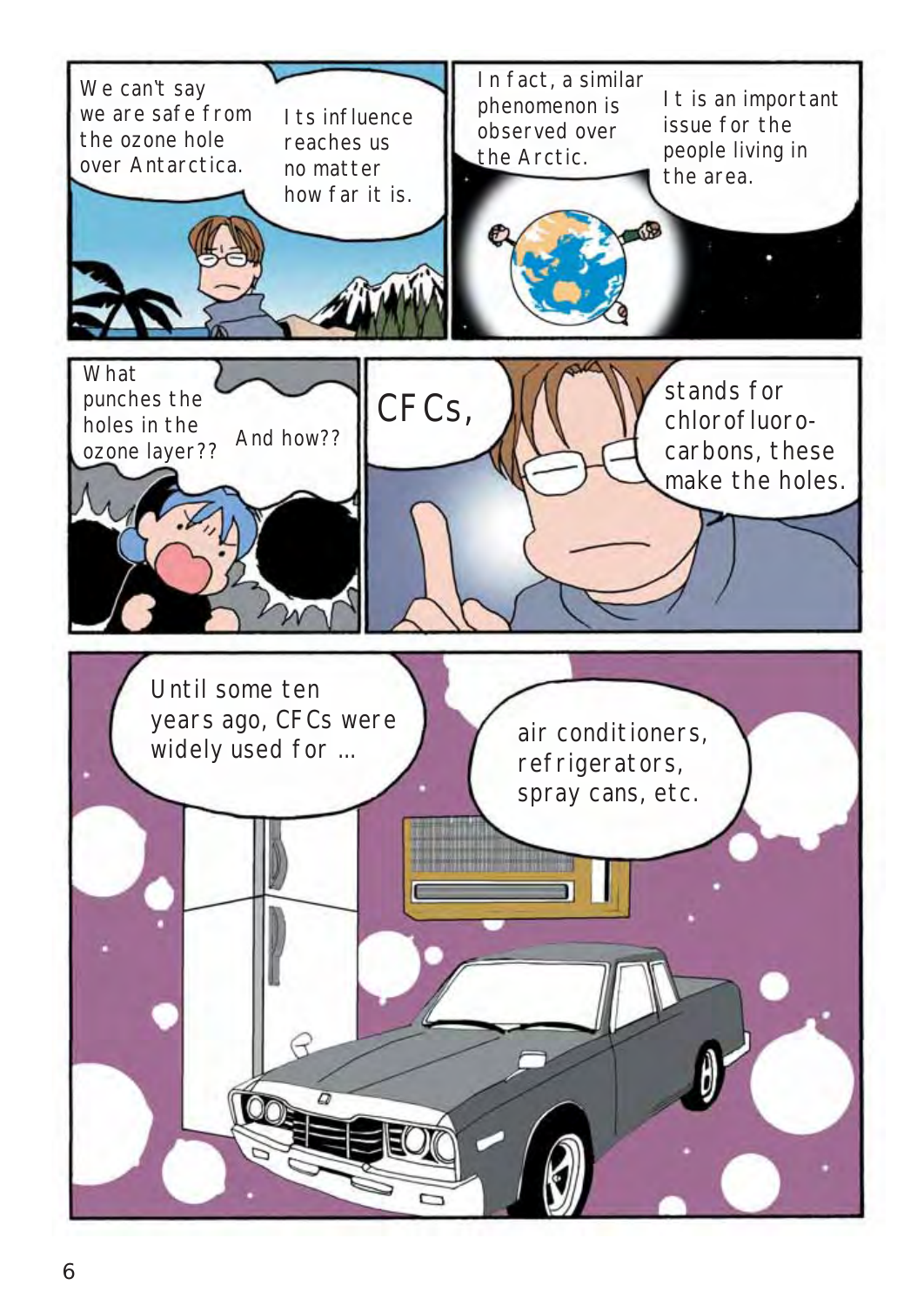We can't say we are safe from the ozone hole over Antarctica.

Its influence reaches us no matter how far it is.

In fact, a similar phenomenon is observed over the Arctic.

It is an important issue for the people living in the area.

What punches the holes in the ozone layer??

And how??

CFCs,

stands for chlorofluoro-carbons, these make the holes.

Until some ten years ago, CFCs were widely used for ...

air conditioners, refrigerators, spray cans, etc.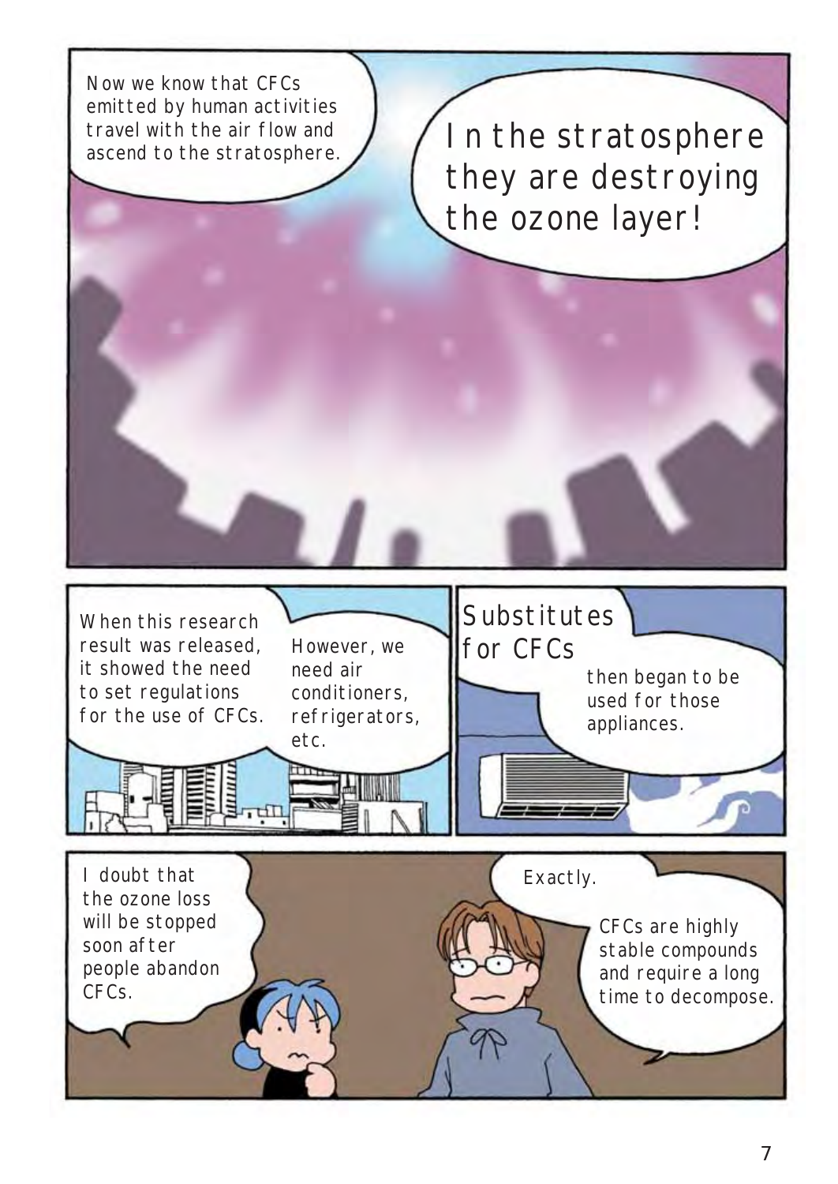Now we know that CFCs emitted by human activities travel with the air flow and ascend to the stratosphere.

In the stratosphere they are destroying the ozone layer!

When this research result was released, it showed the need to set regulations for the use of CFCs.

However, we need air conditioners, refrigerators, etc.

Substitutes for CFCs then began to be used for those appliances.

I doubt that the ozone loss will be stopped soon after people abandon CFCs.

Exactly.

CFCs are highly stable compounds and require a long time to decompose.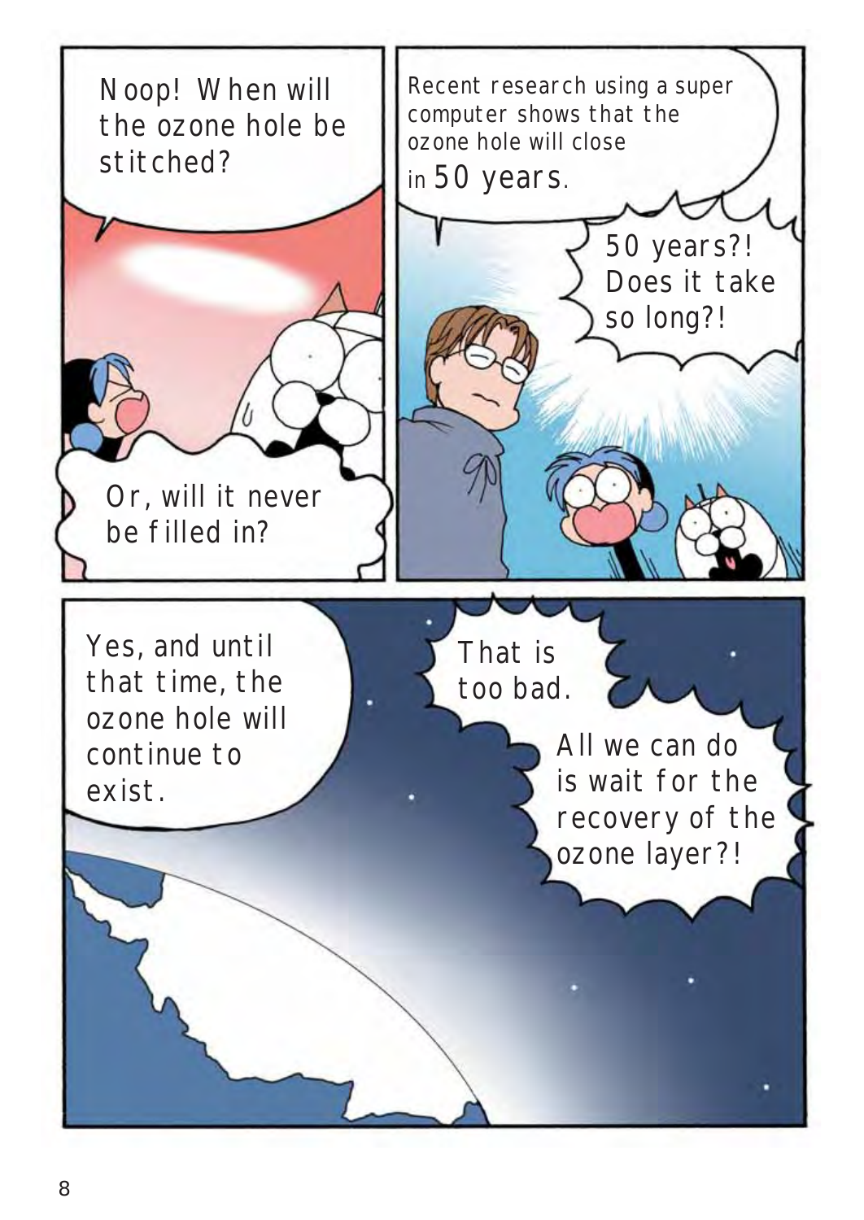Noop! When will the ozone hole be stitched?

Or, will it never be filled in?

Recent research using a super computer shows that the ozone hole will close in 50 years.

50 years?! Does it take so long?!

Yes, and until that time, the ozone hole will continue to exist.

That is too bad.

All we can do is wait for the recovery of the ozone layer?!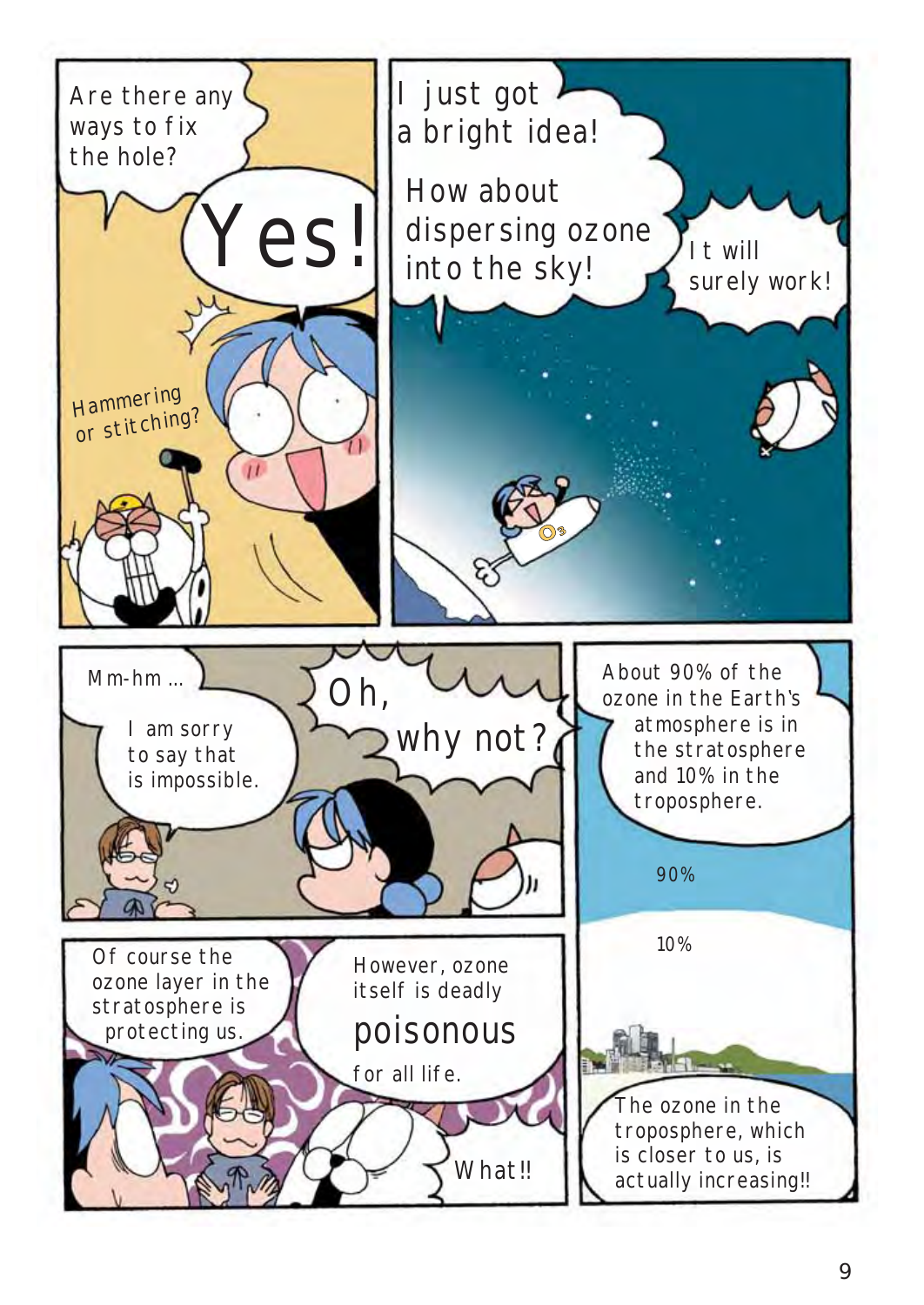Are there any ways to fix the hole?

Yes!

Hammering or stitching?

I just got a bright idea!

How about dispersing ozone into the sky!

It will surely work!

$O_3$

Mm-hm ...

I am sorry to say that is impossible.

Oh, why not?

About 90% of the ozone in the Earth's atmosphere is in the stratosphere and 10% in the troposphere.

90%

10%

Of course the ozone layer in the stratosphere is protecting us.

However, ozone itself is deadly **poisonous** for all life.

What!!

The ozone in the troposphere, which is closer to us, is actually increasing!!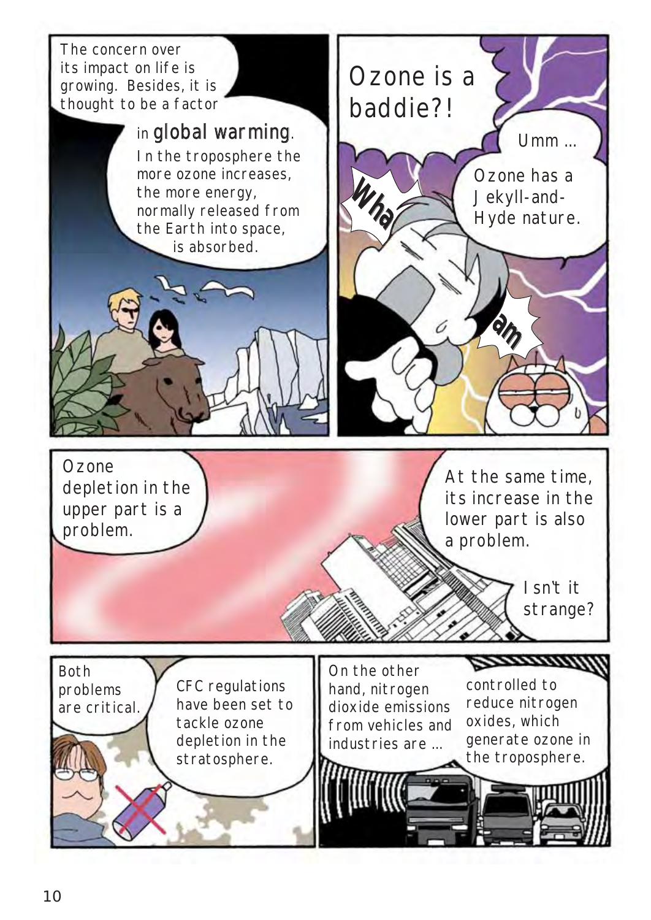The concern over its impact on life is growing. Besides, it is thought to be a factor in **global warming**.

In the troposphere the more ozone increases, the more energy, normally released from the Earth into space, is absorbed.

Ozone is a baddie?!

Wha

am

Umm ...

Ozone has a Jekyll-and-Hyde nature.

Ozone depletion in the upper part is a problem.

At the same time, its increase in the lower part is also a problem.

Isn't it strange?

Both problems are critical.

CFC regulations have been set to tackle ozone depletion in the stratosphere.

On the other hand, nitrogen dioxide emissions from vehicles and industries are ...

controlled to reduce nitrogen oxides, which generate ozone in the troposphere.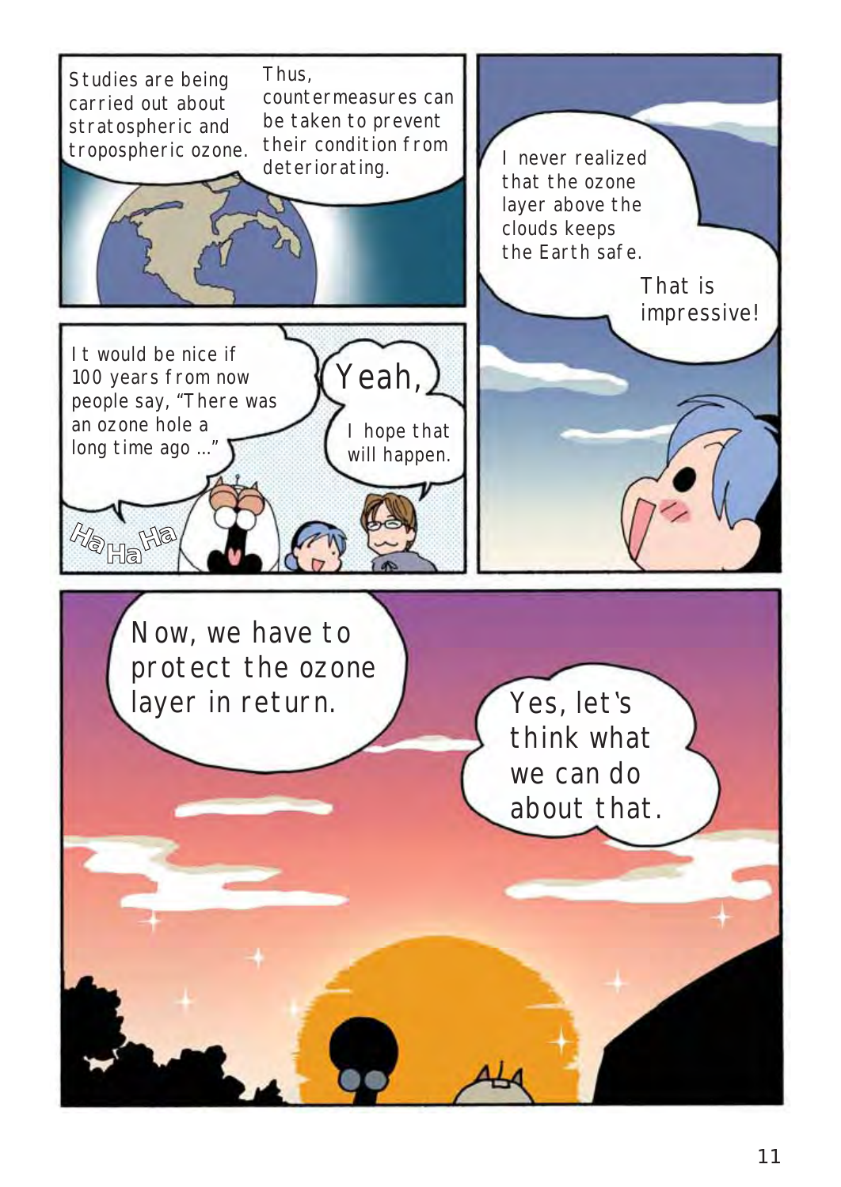Studies are being carried out about stratospheric and tropospheric ozone.

Thus, countermeasures can be taken to prevent their condition from deteriorating.

I never realized that the ozone layer above the clouds keeps the Earth safe.

That is impressive!

It would be nice if 100 years from now people say, "There was an ozone hole a long time ago ..."

Yeah, I hope that will happen.

Ha Ha Ha

Now, we have to protect the ozone layer in return.

Yes, let's think what we can do about that.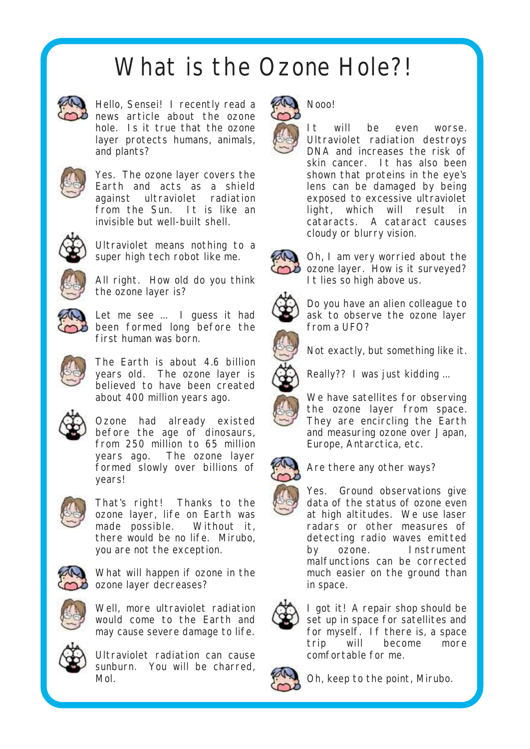# What is the Ozone Hole?!

Hello, Sensei! I recently read a news article about the ozone hole. Is it true that the ozone layer protects humans, animals, and plants?

Yes. The ozone layer covers the Earth and acts as a shield against ultraviolet radiation from the Sun. It is like an invisible but well-built shell.

Ultraviolet means nothing to a super high tech robot like me.

All right. How old do you think the ozone layer is?

Let me see … I guess it had been formed long before the first human was born.

The Earth is about 4.6 billion years old. The ozone layer is believed to have been created about 400 million years ago.

Ozone had already existed before the age of dinosaurs, from 250 million to 65 million years ago. The ozone layer formed slowly over billions of years!

That's right! Thanks to the ozone layer, life on Earth was made possible. Without it, there would be no life. Mirubo, you are not the exception.

What will happen if ozone in the ozone layer decreases?

Well, more ultraviolet radiation would come to the Earth and may cause severe damage to life.

Ultraviolet radiation can cause sunburn. You will be charred, Mol.

Nooo!

It will be even worse. Ultraviolet radiation destroys DNA and increases the risk of skin cancer. It has also been shown that proteins in the eye's lens can be damaged by being exposed to excessive ultraviolet light, which will result in cataracts. A cataract causes cloudy or blurry vision.

Oh, I am very worried about the ozone layer. How is it surveyed? It lies so high above us.

Do you have an alien colleague to ask to observe the ozone layer from a UFO?

Not exactly, but something like it.

Really?? I was just kidding …

We have satellites for observing the ozone layer from space. They are encircling the Earth and measuring ozone over Japan, Europe, Antarctica, etc.

Are there any other ways?

Yes. Ground observations give data of the status of ozone even at high altitudes. We use laser radars or other measures of detecting radio waves emitted by ozone. Instrument malfunctions can be corrected much easier on the ground than in space.

I got it! A repair shop should be set up in space for satellites and for myself. If there is, a space trip will become more comfortable for me.

Oh, keep to the point, Mirubo.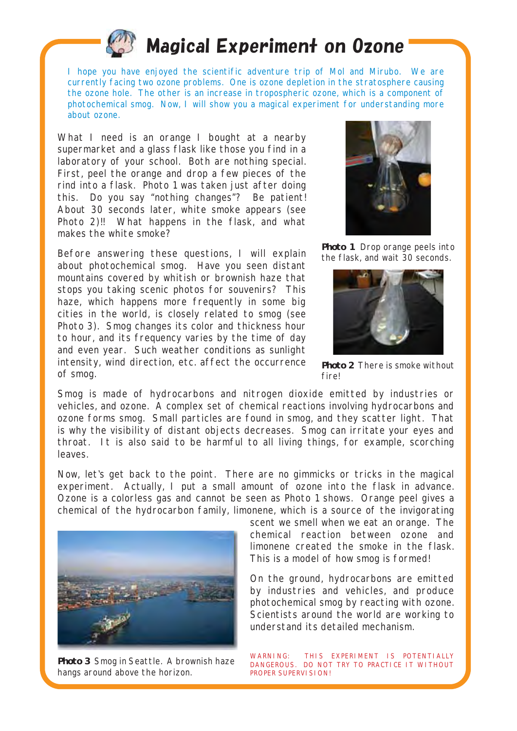# Magical Experiment on Ozone

I hope you have enjoyed the scientific adventure trip of Mol and Mirubo. We are currently facing two ozone problems. One is ozone depletion in the stratosphere causing the ozone hole. The other is an increase in tropospheric ozone, which is a component of photochemical smog. Now, I will show you a magical experiment for understanding more about ozone.

What I need is an orange I bought at a nearby supermarket and a glass flask like those you find in a laboratory of your school. Both are nothing special. First, peel the orange and drop a few pieces of the rind into a flask. Photo 1 was taken just after doing this. Do you say "nothing changes"? Be patient! About 30 seconds later, white smoke appears (see Photo 2)!! What happens in the flask, and what makes the white smoke?

**Photo 1** Drop orange peels into the flask, and wait 30 seconds.

**Photo 2** There is smoke without fire!

Before answering these questions, I will explain about photochemical smog. Have you seen distant mountains covered by whitish or brownish haze that stops you taking scenic photos for souvenirs? This haze, which happens more frequently in some big cities in the world, is closely related to smog (see Photo 3). Smog changes its color and thickness hour to hour, and its frequency varies by the time of day and even year. Such weather conditions as sunlight intensity, wind direction, etc. affect the occurrence of smog.

Smog is made of hydrocarbons and nitrogen dioxide emitted by industries or vehicles, and ozone. A complex set of chemical reactions involving hydrocarbons and ozone forms smog. Small particles are found in smog, and they scatter light. That is why the visibility of distant objects decreases. Smog can irritate your eyes and throat. It is also said to be harmful to all living things, for example, scorching leaves.

Now, let's get back to the point. There are no gimmicks or tricks in the magical experiment. Actually, I put a small amount of ozone into the flask in advance. Ozone is a colorless gas and cannot be seen as Photo 1 shows. Orange peel gives a chemical of the hydrocarbon family, limonene, which is a source of the invigorating scent we smell when we eat an orange. The chemical reaction between ozone and limonene created the smoke in the flask. This is a model of how smog is formed!

**Photo 3** Smog in Seattle. A brownish haze hangs around above the horizon.

On the ground, hydrocarbons are emitted by industries and vehicles, and produce photochemical smog by reacting with ozone. Scientists around the world are working to understand its detailed mechanism.

WARNING: THIS EXPERIMENT IS POTENTIALLY DANGEROUS. DO NOT TRY TO PRACTICE IT WITHOUT PROPER SUPERVISION!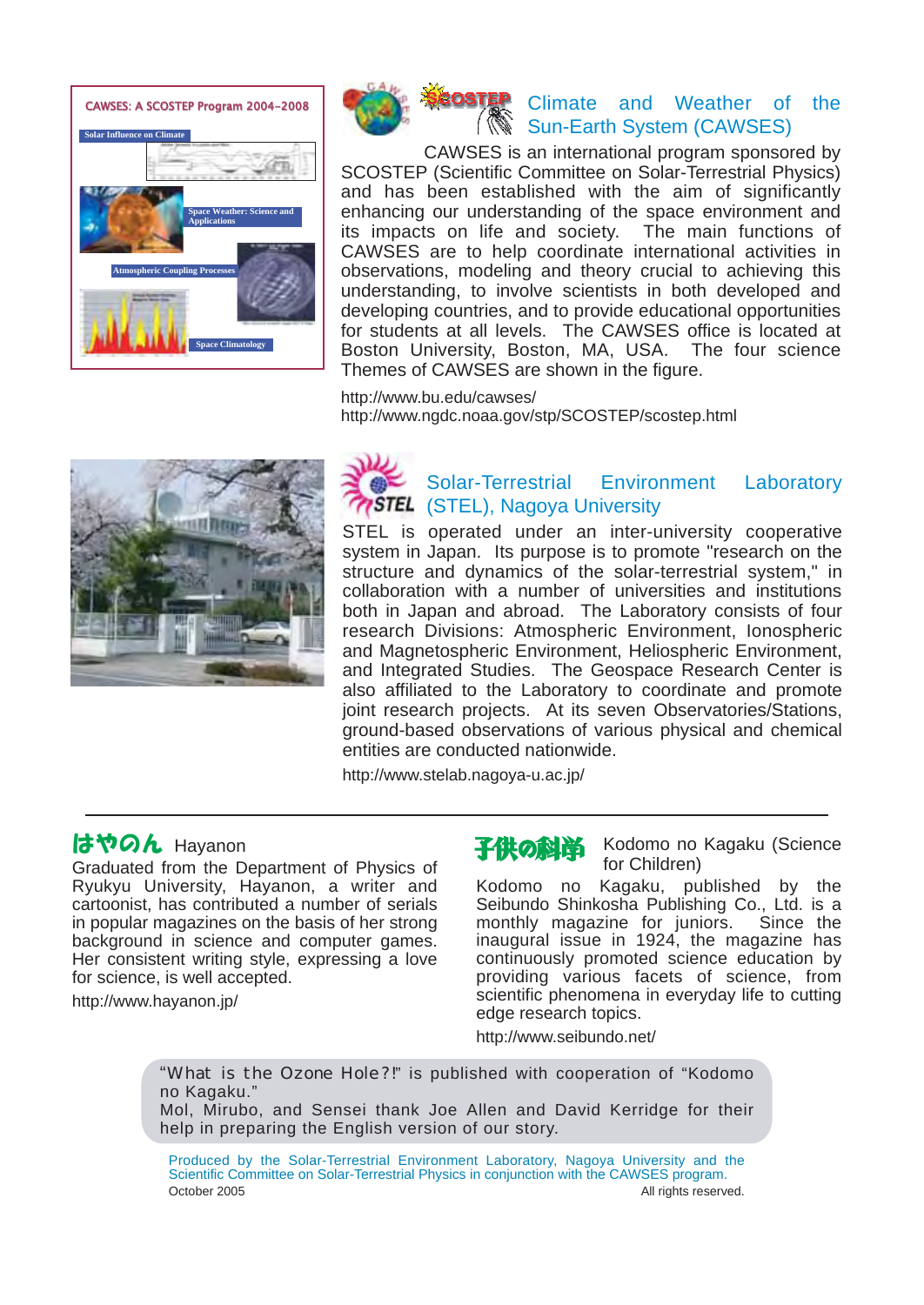## Climate and Weather of the Sun-Earth System (CAWSES)

CAWSES is an international program sponsored by SCOSTEP (Scientific Committee on Solar-Terrestrial Physics) and has been established with the aim of significantly enhancing our understanding of the space environment and its impacts on life and society. The main functions of CAWSES are to help coordinate international activities in observations, modeling and theory crucial to achieving this understanding, to involve scientists in both developed and developing countries, and to provide educational opportunities for students at all levels. The CAWSES office is located at Boston University, Boston, MA, USA. The four science Themes of CAWSES are shown in the figure.

CAWSES: A SCOSTEP Program 2004-2008

Solar Influence on Climate

Space Weather: Science and Applications

Atmospheric Coupling Processes

Space Climatology

http://www.bu.edu/cawses/
http://www.ngdc.noaa.gov/stp/SCOSTEP/scostep.html

## Solar-Terrestrial Environment Laboratory (STEL), Nagoya University

STEL is operated under an inter-university cooperative system in Japan. Its purpose is to promote "research on the structure and dynamics of the solar-terrestrial system," in collaboration with a number of universities and institutions both in Japan and abroad. The Laboratory consists of four research Divisions: Atmospheric Environment, Ionospheric and Magnetospheric Environment, Heliospheric Environment, and Integrated Studies. The Geospace Research Center is also affiliated to the Laboratory to coordinate and promote joint research projects. At its seven Observatories/Stations, ground-based observations of various physical and chemical entities are conducted nationwide.

http://www.stelab.nagoya-u.ac.jp/

---

### はやのん Hayanon

Graduated from the Department of Physics of Ryukyu University, Hayanon, a writer and cartoonist, has contributed a number of serials in popular magazines on the basis of her strong background in science and computer games. Her consistent writing style, expressing a love for science, is well accepted.

http://www.hayanon.jp/

### 子供の科学 Kodomo no Kagaku (Science for Children)

Kodomo no Kagaku, published by the Seibundo Shinkosha Publishing Co., Ltd. is a monthly magazine for juniors. Since the inaugural issue in 1924, the magazine has continuously promoted science education by providing various facets of science, from scientific phenomena in everyday life to cutting edge research topics.

http://www.seibundo.net/

"What is the Ozone Hole?!" is published with cooperation of "Kodomo no Kagaku."
Mol, Mirubo, and Sensei thank Joe Allen and David Kerridge for their help in preparing the English version of our story.

Produced by the Solar-Terrestrial Environment Laboratory, Nagoya University and the Scientific Committee on Solar-Terrestrial Physics in conjunction with the CAWSES program.

October 2005

All rights reserved.